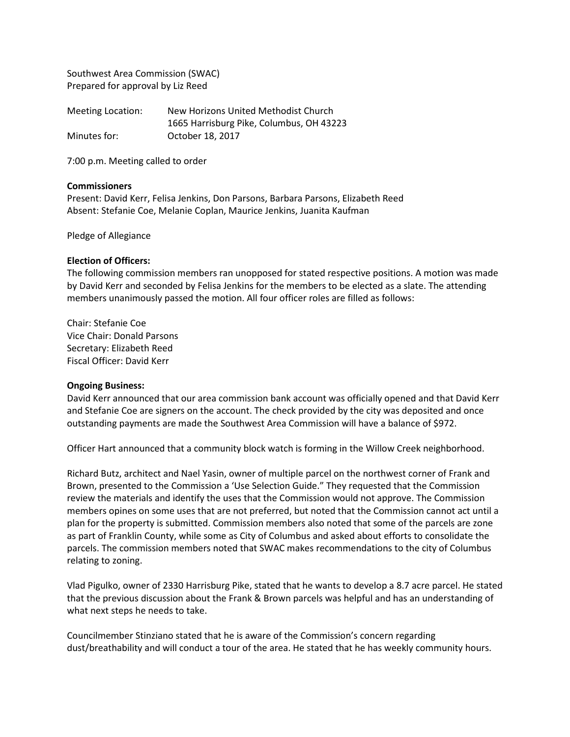Southwest Area Commission (SWAC)
Prepared for approval by Liz Reed

Meeting Location: New Horizons United Methodist Church
1665 Harrisburg Pike, Columbus, OH 43223
Minutes for: October 18, 2017

7:00 p.m. Meeting called to order

**Commissioners**
Present: David Kerr, Felisa Jenkins, Don Parsons, Barbara Parsons, Elizabeth Reed
Absent: Stefanie Coe, Melanie Coplan, Maurice Jenkins, Juanita Kaufman

Pledge of Allegiance

**Election of Officers:**
The following commission members ran unopposed for stated respective positions. A motion was made by David Kerr and seconded by Felisa Jenkins for the members to be elected as a slate. The attending members unanimously passed the motion. All four officer roles are filled as follows:

Chair: Stefanie Coe
Vice Chair: Donald Parsons
Secretary: Elizabeth Reed
Fiscal Officer: David Kerr

**Ongoing Business:**
David Kerr announced that our area commission bank account was officially opened and that David Kerr and Stefanie Coe are signers on the account. The check provided by the city was deposited and once outstanding payments are made the Southwest Area Commission will have a balance of $972.

Officer Hart announced that a community block watch is forming in the Willow Creek neighborhood.

Richard Butz, architect and Nael Yasin, owner of multiple parcel on the northwest corner of Frank and Brown, presented to the Commission a 'Use Selection Guide." They requested that the Commission review the materials and identify the uses that the Commission would not approve. The Commission members opines on some uses that are not preferred, but noted that the Commission cannot act until a plan for the property is submitted. Commission members also noted that some of the parcels are zone as part of Franklin County, while some as City of Columbus and asked about efforts to consolidate the parcels. The commission members noted that SWAC makes recommendations to the city of Columbus relating to zoning.

Vlad Pigulko, owner of 2330 Harrisburg Pike, stated that he wants to develop a 8.7 acre parcel. He stated that the previous discussion about the Frank & Brown parcels was helpful and has an understanding of what next steps he needs to take.

Councilmember Stinziano stated that he is aware of the Commission's concern regarding dust/breathability and will conduct a tour of the area. He stated that he has weekly community hours.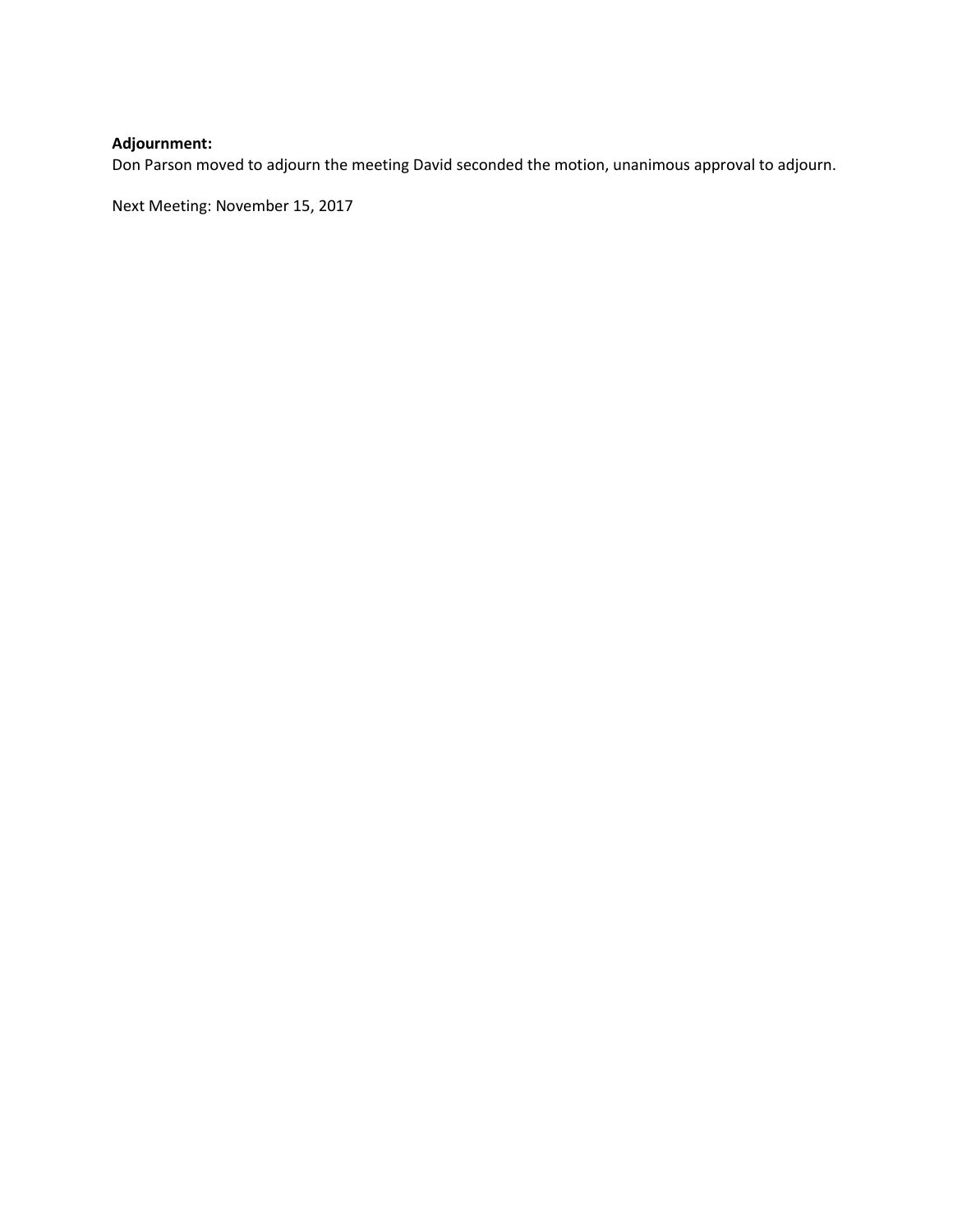**Adjournment:**
Don Parson moved to adjourn the meeting David seconded the motion, unanimous approval to adjourn.

Next Meeting: November 15, 2017